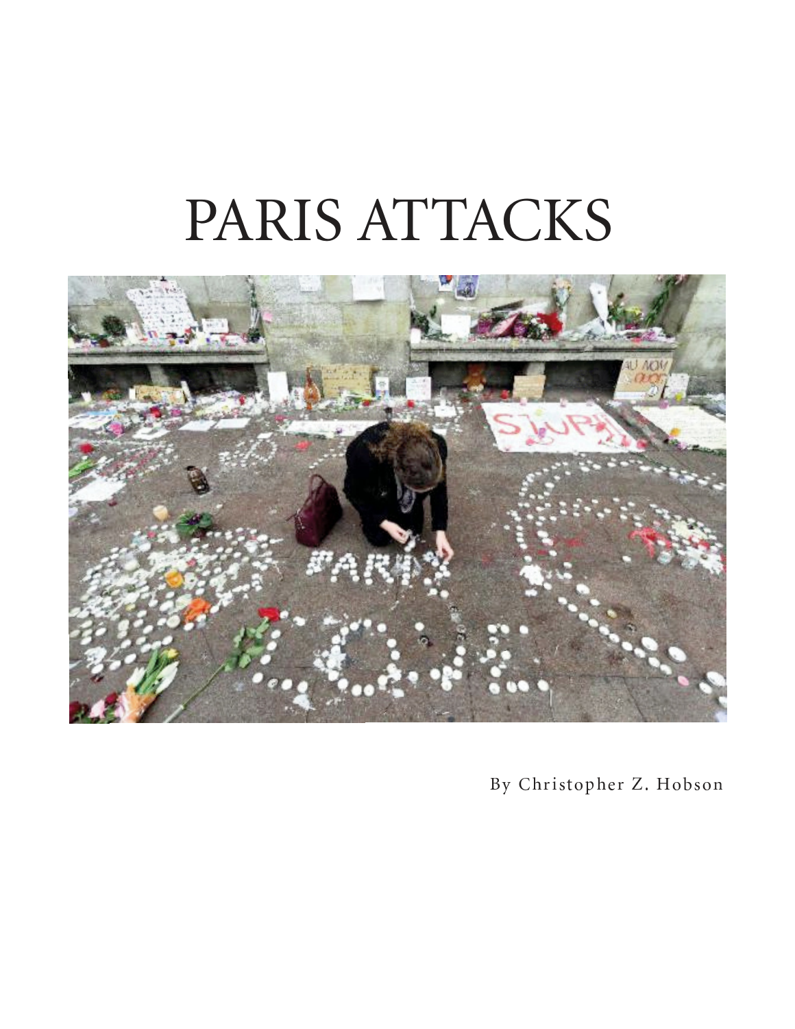# PARIS ATTACKS

By Christopher Z. Hobson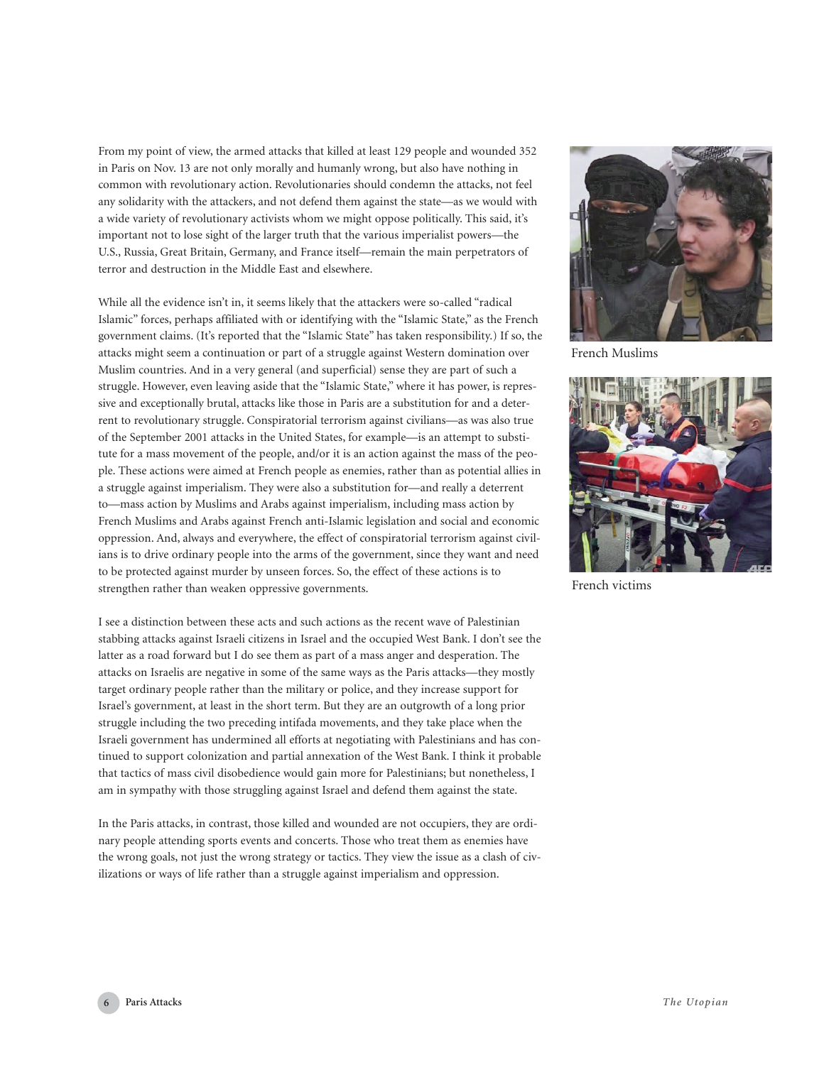From my point of view, the armed attacks that killed at least 129 people and wounded 352 in Paris on Nov. 13 are not only morally and humanly wrong, but also have nothing in common with revolutionary action. Revolutionaries should condemn the attacks, not feel any solidarity with the attackers, and not defend them against the state—as we would with a wide variety of revolutionary activists whom we might oppose politically. This said, it's important not to lose sight of the larger truth that the various imperialist powers—the U.S., Russia, Great Britain, Germany, and France itself—remain the main perpetrators of terror and destruction in the Middle East and elsewhere.

While all the evidence isn't in, it seems likely that the attackers were so-called "radical Islamic" forces, perhaps affiliated with or identifying with the "Islamic State," as the French government claims. (It's reported that the "Islamic State" has taken responsibility.) If so, the attacks might seem a continuation or part of a struggle against Western domination over Muslim countries. And in a very general (and superficial) sense they are part of such a struggle. However, even leaving aside that the "Islamic State," where it has power, is repressive and exceptionally brutal, attacks like those in Paris are a substitution for and a deterrent to revolutionary struggle. Conspiratorial terrorism against civilians—as was also true of the September 2001 attacks in the United States, for example—is an attempt to substitute for a mass movement of the people, and/or it is an action against the mass of the people. These actions were aimed at French people as enemies, rather than as potential allies in a struggle against imperialism. They were also a substitution for—and really a deterrent to—mass action by Muslims and Arabs against imperialism, including mass action by French Muslims and Arabs against French anti-Islamic legislation and social and economic oppression. And, always and everywhere, the effect of conspiratorial terrorism against civilians is to drive ordinary people into the arms of the government, since they want and need to be protected against murder by unseen forces. So, the effect of these actions is to strengthen rather than weaken oppressive governments.

French Muslims

French victims

I see a distinction between these acts and such actions as the recent wave of Palestinian stabbing attacks against Israeli citizens in Israel and the occupied West Bank. I don't see the latter as a road forward but I do see them as part of a mass anger and desperation. The attacks on Israelis are negative in some of the same ways as the Paris attacks—they mostly target ordinary people rather than the military or police, and they increase support for Israel's government, at least in the short term. But they are an outgrowth of a long prior struggle including the two preceding intifada movements, and they take place when the Israeli government has undermined all efforts at negotiating with Palestinians and has continued to support colonization and partial annexation of the West Bank. I think it probable that tactics of mass civil disobedience would gain more for Palestinians; but nonetheless, I am in sympathy with those struggling against Israel and defend them against the state.

In the Paris attacks, in contrast, those killed and wounded are not occupiers, they are ordinary people attending sports events and concerts. Those who treat them as enemies have the wrong goals, not just the wrong strategy or tactics. They view the issue as a clash of civilizations or ways of life rather than a struggle against imperialism and oppression.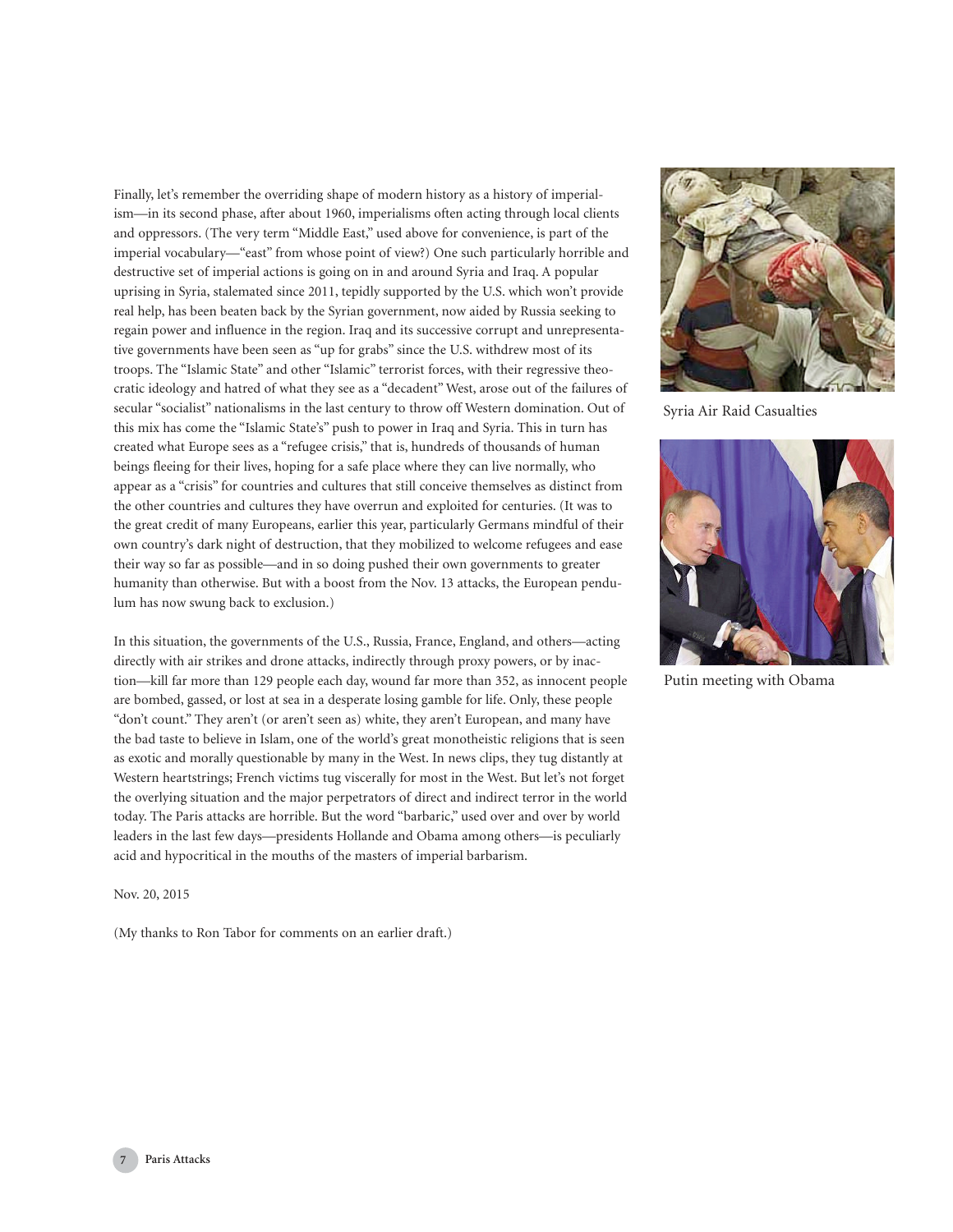Finally, let's remember the overriding shape of modern history as a history of imperialism—in its second phase, after about 1960, imperialisms often acting through local clients and oppressors. (The very term "Middle East," used above for convenience, is part of the imperial vocabulary—"east" from whose point of view?) One such particularly horrible and destructive set of imperial actions is going on in and around Syria and Iraq. A popular uprising in Syria, stalemated since 2011, tepidly supported by the U.S. which won't provide real help, has been beaten back by the Syrian government, now aided by Russia seeking to regain power and influence in the region. Iraq and its successive corrupt and unrepresentative governments have been seen as "up for grabs" since the U.S. withdrew most of its troops. The "Islamic State" and other "Islamic" terrorist forces, with their regressive theocratic ideology and hatred of what they see as a "decadent" West, arose out of the failures of secular "socialist" nationalisms in the last century to throw off Western domination. Out of this mix has come the "Islamic State's" push to power in Iraq and Syria. This in turn has created what Europe sees as a "refugee crisis," that is, hundreds of thousands of human beings fleeing for their lives, hoping for a safe place where they can live normally, who appear as a "crisis" for countries and cultures that still conceive themselves as distinct from the other countries and cultures they have overrun and exploited for centuries. (It was to the great credit of many Europeans, earlier this year, particularly Germans mindful of their own country's dark night of destruction, that they mobilized to welcome refugees and ease their way so far as possible—and in so doing pushed their own governments to greater humanity than otherwise. But with a boost from the Nov. 13 attacks, the European pendulum has now swung back to exclusion.)

Syria Air Raid Casualties

Putin meeting with Obama

In this situation, the governments of the U.S., Russia, France, England, and others—acting directly with air strikes and drone attacks, indirectly through proxy powers, or by inaction—kill far more than 129 people each day, wound far more than 352, as innocent people are bombed, gassed, or lost at sea in a desperate losing gamble for life. Only, these people "don't count." They aren't (or aren't seen as) white, they aren't European, and many have the bad taste to believe in Islam, one of the world's great monotheistic religions that is seen as exotic and morally questionable by many in the West. In news clips, they tug distantly at Western heartstrings; French victims tug viscerally for most in the West. But let's not forget the overlying situation and the major perpetrators of direct and indirect terror in the world today. The Paris attacks are horrible. But the word "barbaric," used over and over by world leaders in the last few days—presidents Hollande and Obama among others—is peculiarly acid and hypocritical in the mouths of the masters of imperial barbarism.

Nov. 20, 2015

(My thanks to Ron Tabor for comments on an earlier draft.)